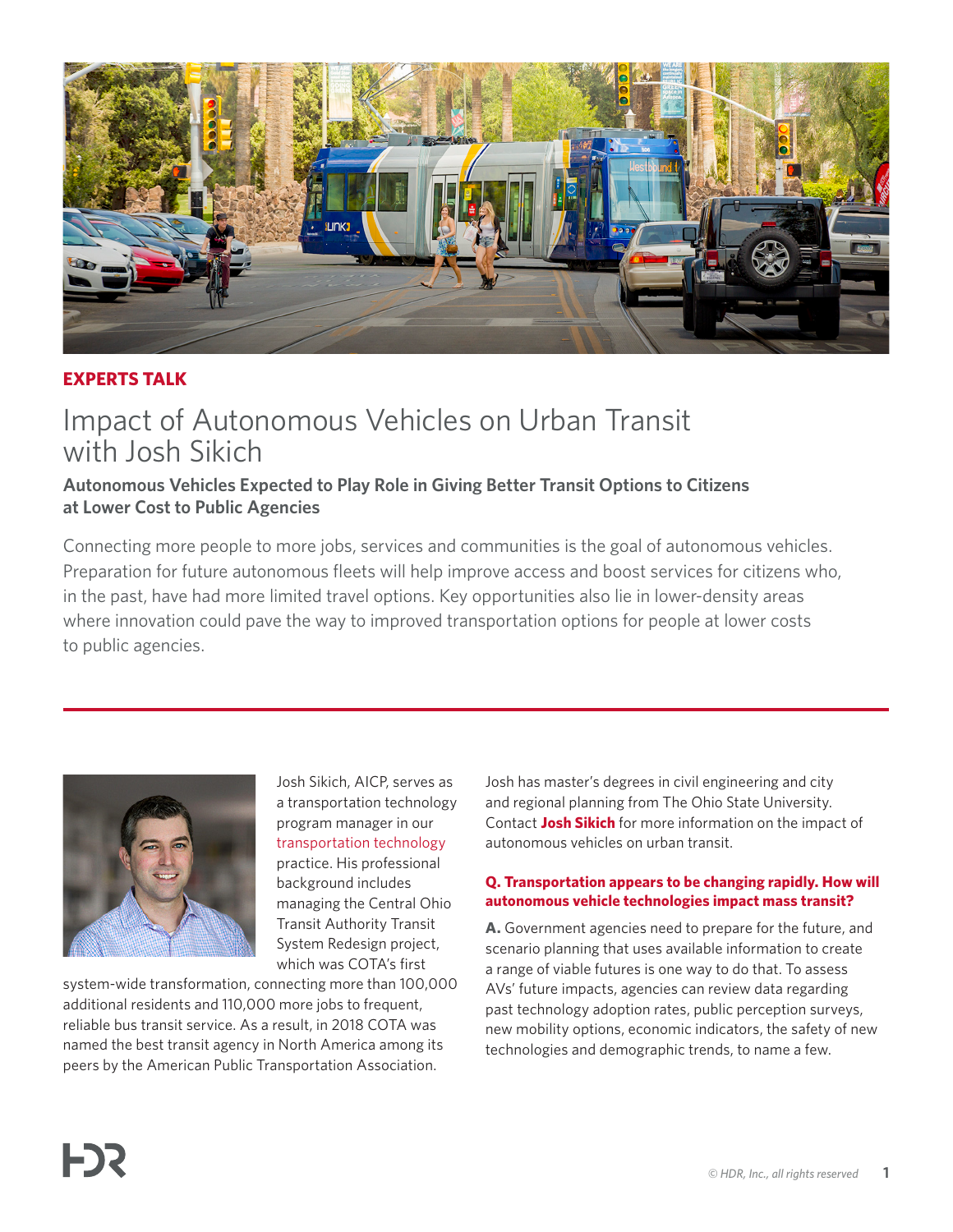**EXPERTS TALK**

# Impact of Autonomous Vehicles on Urban Transit with Josh Sikich

## Autonomous Vehicles Expected to Play Role in Giving Better Transit Options to Citizens at Lower Cost to Public Agencies

Connecting more people to more jobs, services and communities is the goal of autonomous vehicles. Preparation for future autonomous fleets will help improve access and boost services for citizens who, in the past, have had more limited travel options. Key opportunities also lie in lower-density areas where innovation could pave the way to improved transportation options for people at lower costs to public agencies.

Josh Sikich, AICP, serves as a transportation technology program manager in our transportation technology practice. His professional background includes managing the Central Ohio Transit Authority Transit System Redesign project, which was COTA's first system-wide transformation, connecting more than 100,000 additional residents and 110,000 more jobs to frequent, reliable bus transit service. As a result, in 2018 COTA was named the best transit agency in North America among its peers by the American Public Transportation Association.

Josh has master's degrees in civil engineering and city and regional planning from The Ohio State University. Contact **Josh Sikich** for more information on the impact of autonomous vehicles on urban transit.

**Q. Transportation appears to be changing rapidly. How will autonomous vehicle technologies impact mass transit?**

**A.** Government agencies need to prepare for the future, and scenario planning that uses available information to create a range of viable futures is one way to do that. To assess AVs' future impacts, agencies can review data regarding past technology adoption rates, public perception surveys, new mobility options, economic indicators, the safety of new technologies and demographic trends, to name a few.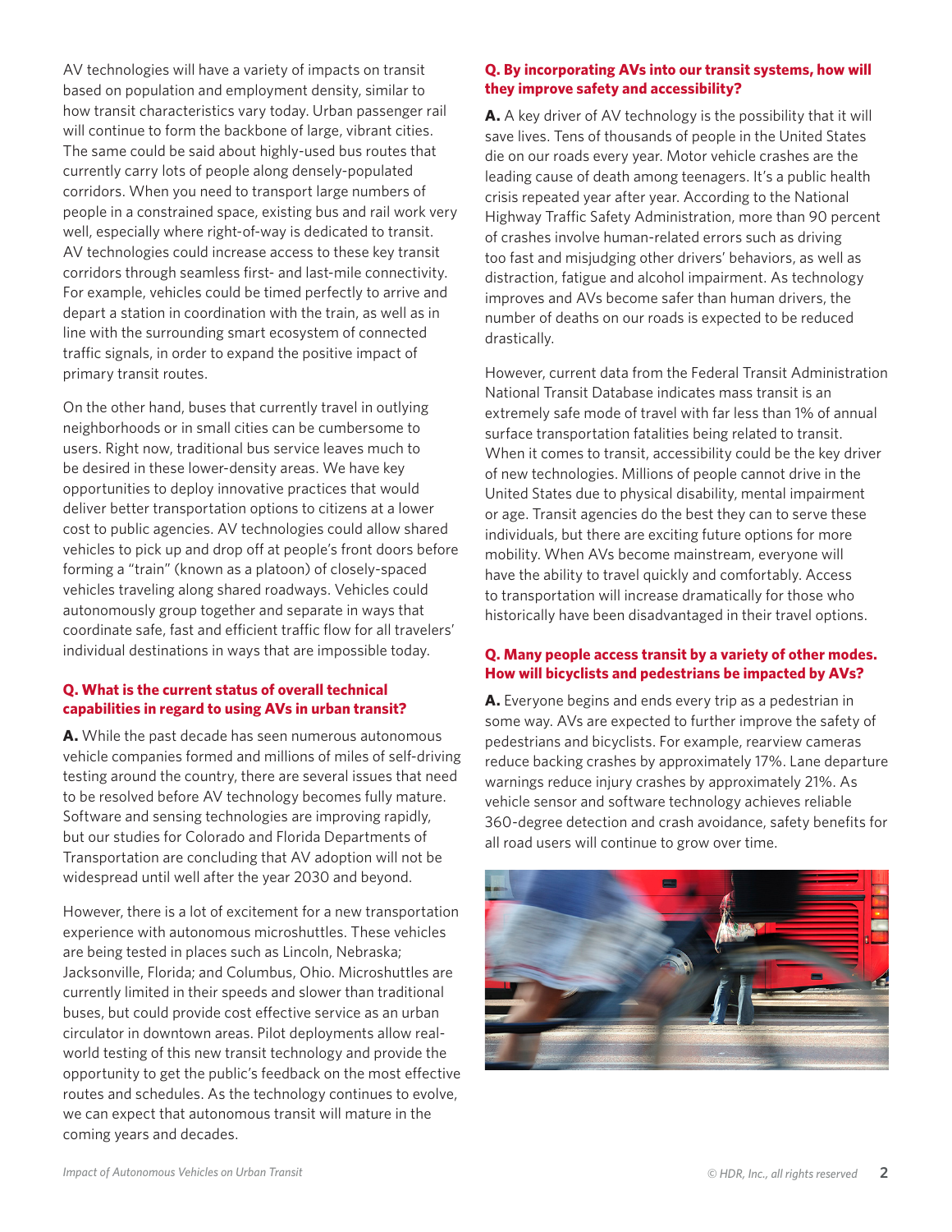AV technologies will have a variety of impacts on transit based on population and employment density, similar to how transit characteristics vary today. Urban passenger rail will continue to form the backbone of large, vibrant cities. The same could be said about highly-used bus routes that currently carry lots of people along densely-populated corridors. When you need to transport large numbers of people in a constrained space, existing bus and rail work very well, especially where right-of-way is dedicated to transit. AV technologies could increase access to these key transit corridors through seamless first- and last-mile connectivity. For example, vehicles could be timed perfectly to arrive and depart a station in coordination with the train, as well as in line with the surrounding smart ecosystem of connected traffic signals, in order to expand the positive impact of primary transit routes.

On the other hand, buses that currently travel in outlying neighborhoods or in small cities can be cumbersome to users. Right now, traditional bus service leaves much to be desired in these lower-density areas. We have key opportunities to deploy innovative practices that would deliver better transportation options to citizens at a lower cost to public agencies. AV technologies could allow shared vehicles to pick up and drop off at people's front doors before forming a "train" (known as a platoon) of closely-spaced vehicles traveling along shared roadways. Vehicles could autonomously group together and separate in ways that coordinate safe, fast and efficient traffic flow for all travelers' individual destinations in ways that are impossible today.

### Q. What is the current status of overall technical capabilities in regard to using AVs in urban transit?

**A.** While the past decade has seen numerous autonomous vehicle companies formed and millions of miles of self-driving testing around the country, there are several issues that need to be resolved before AV technology becomes fully mature. Software and sensing technologies are improving rapidly, but our studies for Colorado and Florida Departments of Transportation are concluding that AV adoption will not be widespread until well after the year 2030 and beyond.

However, there is a lot of excitement for a new transportation experience with autonomous microshuttles. These vehicles are being tested in places such as Lincoln, Nebraska; Jacksonville, Florida; and Columbus, Ohio. Microshuttles are currently limited in their speeds and slower than traditional buses, but could provide cost effective service as an urban circulator in downtown areas. Pilot deployments allow real-world testing of this new transit technology and provide the opportunity to get the public's feedback on the most effective routes and schedules. As the technology continues to evolve, we can expect that autonomous transit will mature in the coming years and decades.

### Q. By incorporating AVs into our transit systems, how will they improve safety and accessibility?

**A.** A key driver of AV technology is the possibility that it will save lives. Tens of thousands of people in the United States die on our roads every year. Motor vehicle crashes are the leading cause of death among teenagers. It's a public health crisis repeated year after year. According to the National Highway Traffic Safety Administration, more than 90 percent of crashes involve human-related errors such as driving too fast and misjudging other drivers' behaviors, as well as distraction, fatigue and alcohol impairment. As technology improves and AVs become safer than human drivers, the number of deaths on our roads is expected to be reduced drastically.

However, current data from the Federal Transit Administration National Transit Database indicates mass transit is an extremely safe mode of travel with far less than 1% of annual surface transportation fatalities being related to transit. When it comes to transit, accessibility could be the key driver of new technologies. Millions of people cannot drive in the United States due to physical disability, mental impairment or age. Transit agencies do the best they can to serve these individuals, but there are exciting future options for more mobility. When AVs become mainstream, everyone will have the ability to travel quickly and comfortably. Access to transportation will increase dramatically for those who historically have been disadvantaged in their travel options.

### Q. Many people access transit by a variety of other modes. How will bicyclists and pedestrians be impacted by AVs?

**A.** Everyone begins and ends every trip as a pedestrian in some way. AVs are expected to further improve the safety of pedestrians and bicyclists. For example, rearview cameras reduce backing crashes by approximately 17%. Lane departure warnings reduce injury crashes by approximately 21%. As vehicle sensor and software technology achieves reliable 360-degree detection and crash avoidance, safety benefits for all road users will continue to grow over time.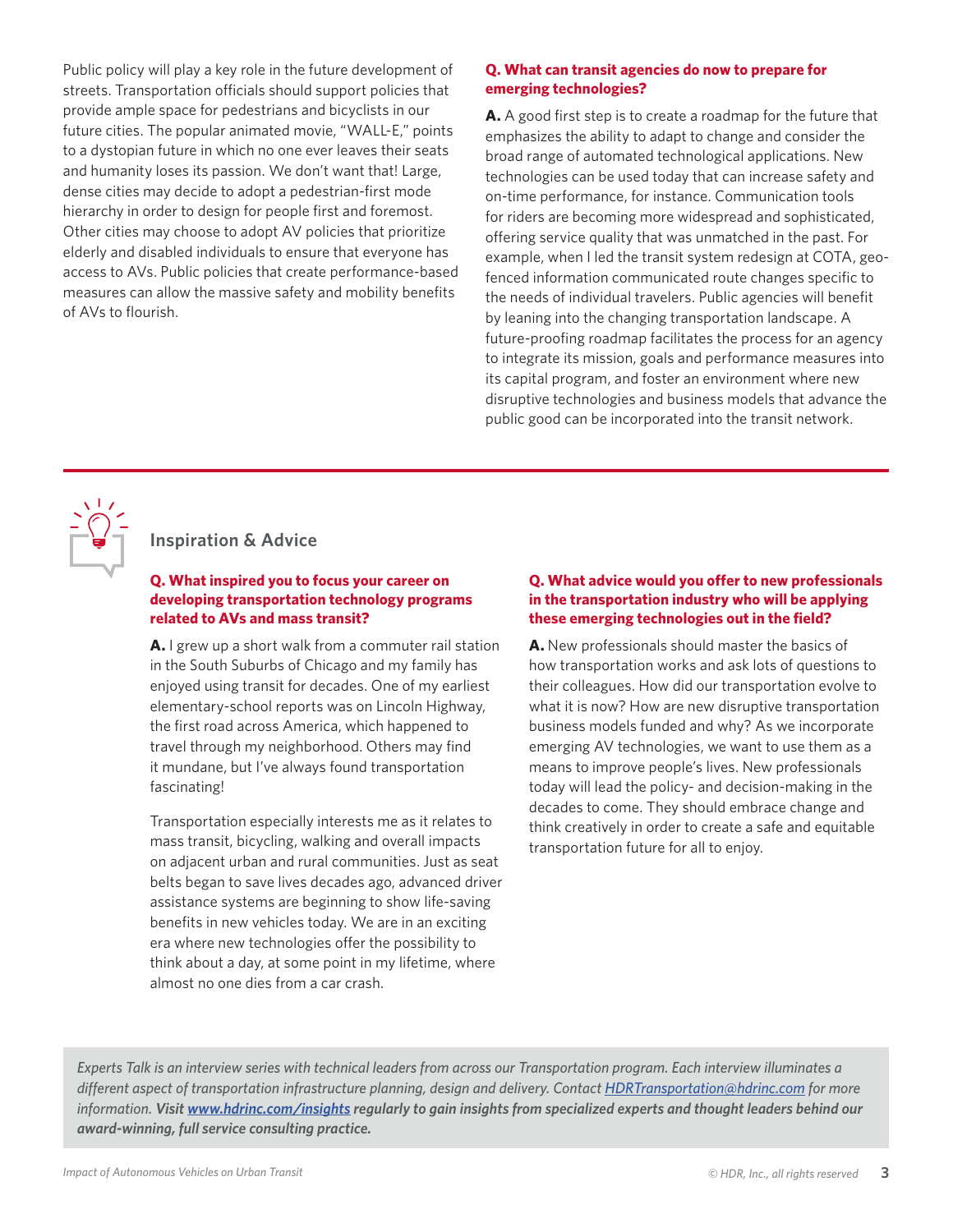Public policy will play a key role in the future development of streets. Transportation officials should support policies that provide ample space for pedestrians and bicyclists in our future cities. The popular animated movie, "WALL-E," points to a dystopian future in which no one ever leaves their seats and humanity loses its passion. We don't want that! Large, dense cities may decide to adopt a pedestrian-first mode hierarchy in order to design for people first and foremost. Other cities may choose to adopt AV policies that prioritize elderly and disabled individuals to ensure that everyone has access to AVs. Public policies that create performance-based measures can allow the massive safety and mobility benefits of AVs to flourish.

**Q. What can transit agencies do now to prepare for emerging technologies?**

**A.** A good first step is to create a roadmap for the future that emphasizes the ability to adapt to change and consider the broad range of automated technological applications. New technologies can be used today that can increase safety and on-time performance, for instance. Communication tools for riders are becoming more widespread and sophisticated, offering service quality that was unmatched in the past. For example, when I led the transit system redesign at COTA, geo-fenced information communicated route changes specific to the needs of individual travelers. Public agencies will benefit by leaning into the changing transportation landscape. A future-proofing roadmap facilitates the process for an agency to integrate its mission, goals and performance measures into its capital program, and foster an environment where new disruptive technologies and business models that advance the public good can be incorporated into the transit network.

## Inspiration & Advice

**Q. What inspired you to focus your career on developing transportation technology programs related to AVs and mass transit?**

**A.** I grew up a short walk from a commuter rail station in the South Suburbs of Chicago and my family has enjoyed using transit for decades. One of my earliest elementary-school reports was on Lincoln Highway, the first road across America, which happened to travel through my neighborhood. Others may find it mundane, but I've always found transportation fascinating!

Transportation especially interests me as it relates to mass transit, bicycling, walking and overall impacts on adjacent urban and rural communities. Just as seat belts began to save lives decades ago, advanced driver assistance systems are beginning to show life-saving benefits in new vehicles today. We are in an exciting era where new technologies offer the possibility to think about a day, at some point in my lifetime, where almost no one dies from a car crash.

**Q. What advice would you offer to new professionals in the transportation industry who will be applying these emerging technologies out in the field?**

**A.** New professionals should master the basics of how transportation works and ask lots of questions to their colleagues. How did our transportation evolve to what it is now? How are new disruptive transportation business models funded and why? As we incorporate emerging AV technologies, we want to use them as a means to improve people's lives. New professionals today will lead the policy- and decision-making in the decades to come. They should embrace change and think creatively in order to create a safe and equitable transportation future for all to enjoy.

*Experts Talk is an interview series with technical leaders from across our Transportation program. Each interview illuminates a different aspect of transportation infrastructure planning, design and delivery. Contact HDRTransportation@hdrinc.com for more information.* ***Visit www.hdrinc.com/insights regularly to gain insights from specialized experts and thought leaders behind our award-winning, full service consulting practice.***